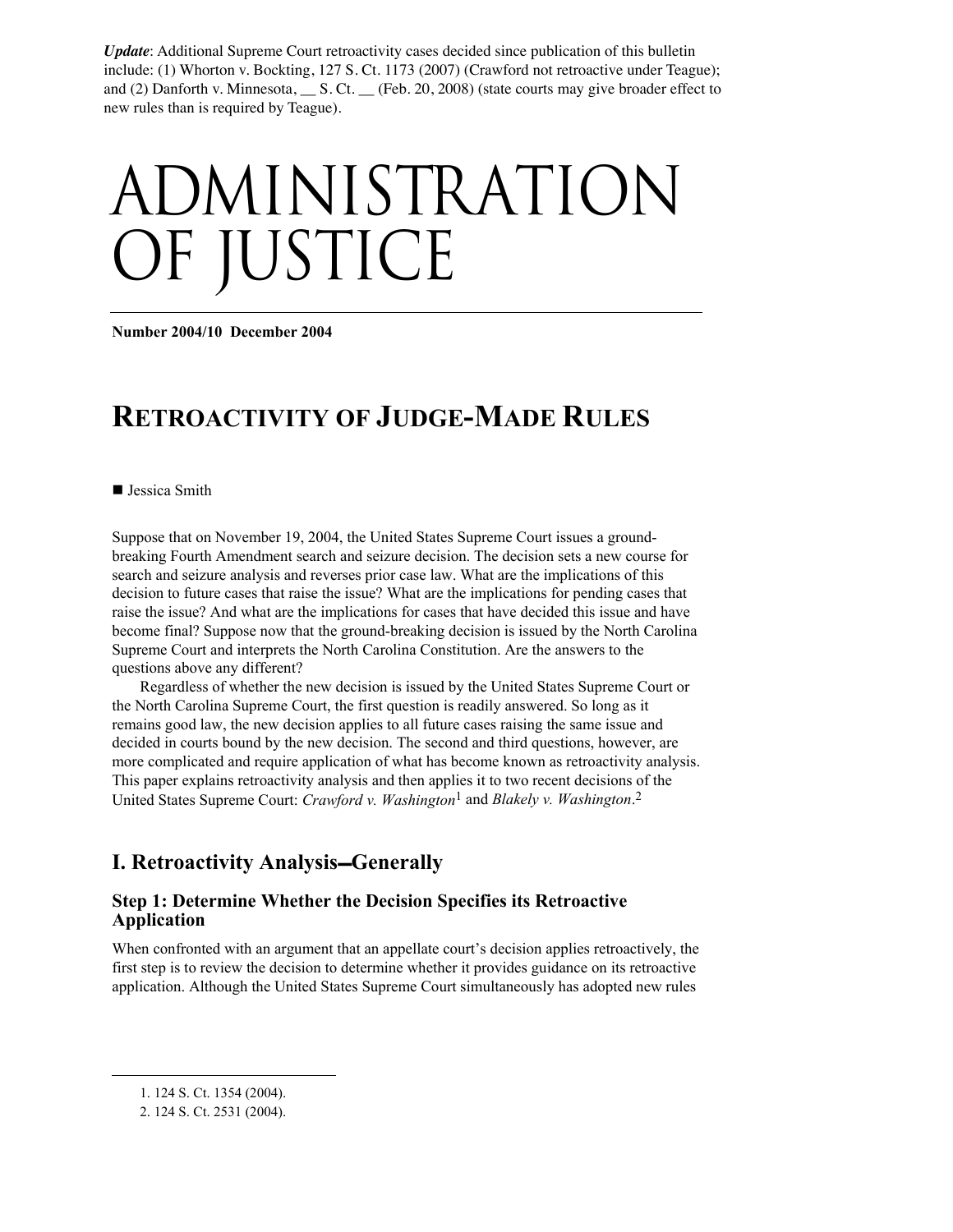***Update***: Additional Supreme Court retroactivity cases decided since publication of this bulletin include: (1) Whorton v. Bockting, 127 S. Ct. 1173 (2007) (Crawford not retroactive under Teague); and (2) Danforth v. Minnesota, __ S. Ct. __ (Feb. 20, 2008) (state courts may give broader effect to new rules than is required by Teague).

# ADMINISTRATION OF JUSTICE

**Number 2004/10 December 2004**

# RETROACTIVITY OF JUDGE-MADE RULES

■ Jessica Smith

Suppose that on November 19, 2004, the United States Supreme Court issues a ground-breaking Fourth Amendment search and seizure decision. The decision sets a new course for search and seizure analysis and reverses prior case law. What are the implications of this decision to future cases that raise the issue? What are the implications for pending cases that raise the issue? And what are the implications for cases that have decided this issue and have become final? Suppose now that the ground-breaking decision is issued by the North Carolina Supreme Court and interprets the North Carolina Constitution. Are the answers to the questions above any different?

Regardless of whether the new decision is issued by the United States Supreme Court or the North Carolina Supreme Court, the first question is readily answered. So long as it remains good law, the new decision applies to all future cases raising the same issue and decided in courts bound by the new decision. The second and third questions, however, are more complicated and require application of what has become known as retroactivity analysis. This paper explains retroactivity analysis and then applies it to two recent decisions of the United States Supreme Court: *Crawford v. Washington*[1] and *Blakely v. Washington*.[2]

## I. Retroactivity Analysis—Generally

### Step 1: Determine Whether the Decision Specifies its Retroactive Application

When confronted with an argument that an appellate court's decision applies retroactively, the first step is to review the decision to determine whether it provides guidance on its retroactive application. Although the United States Supreme Court simultaneously has adopted new rules

1. 124 S. Ct. 1354 (2004).
2. 124 S. Ct. 2531 (2004).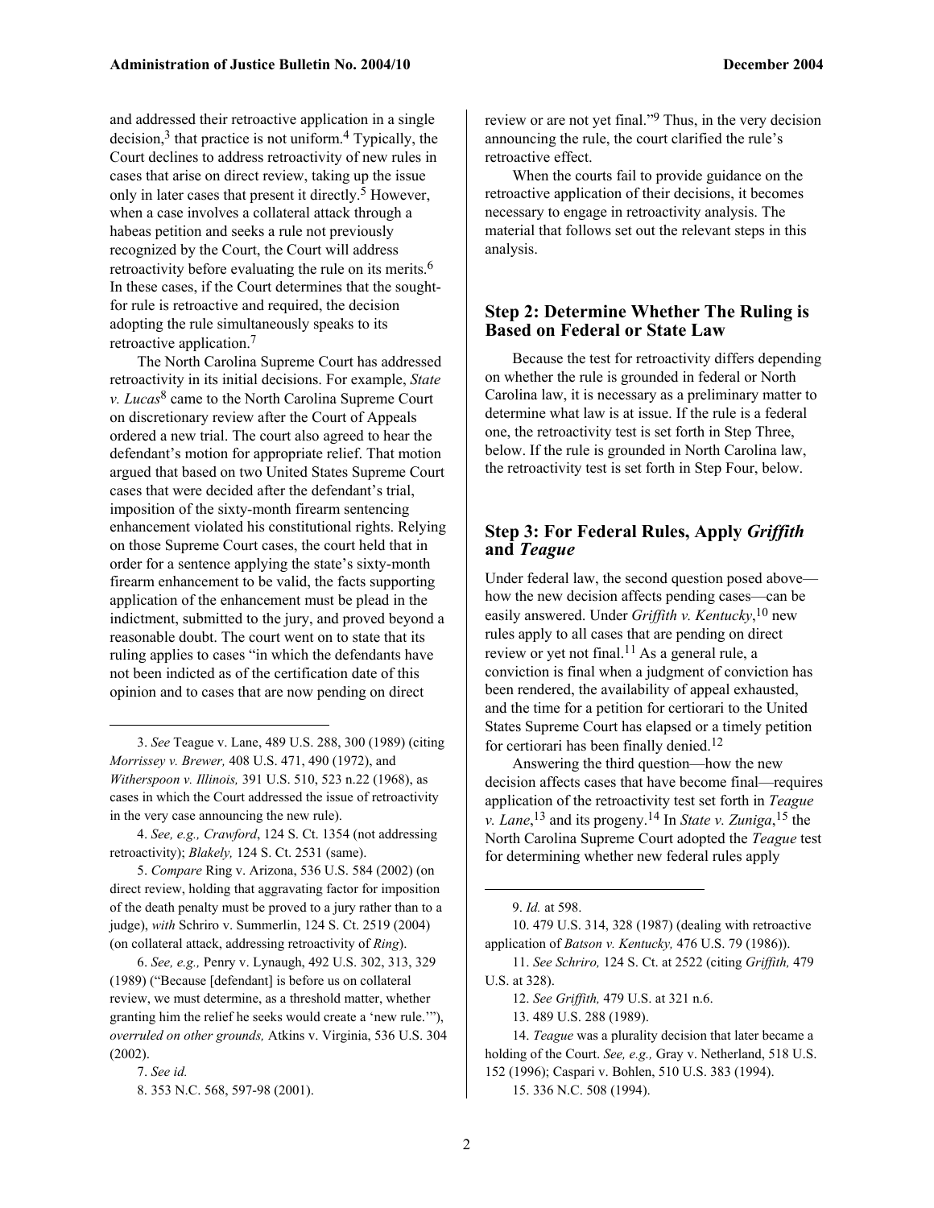and addressed their retroactive application in a single decision,[3] that practice is not uniform.[4] Typically, the Court declines to address retroactivity of new rules in cases that arise on direct review, taking up the issue only in later cases that present it directly.[5] However, when a case involves a collateral attack through a habeas petition and seeks a rule not previously recognized by the Court, the Court will address retroactivity before evaluating the rule on its merits.[6] In these cases, if the Court determines that the sought-for rule is retroactive and required, the decision adopting the rule simultaneously speaks to its retroactive application.[7]

The North Carolina Supreme Court has addressed retroactivity in its initial decisions. For example, *State v. Lucas*[8] came to the North Carolina Supreme Court on discretionary review after the Court of Appeals ordered a new trial. The court also agreed to hear the defendant's motion for appropriate relief. That motion argued that based on two United States Supreme Court cases that were decided after the defendant's trial, imposition of the sixty-month firearm sentencing enhancement violated his constitutional rights. Relying on those Supreme Court cases, the court held that in order for a sentence applying the state's sixty-month firearm enhancement to be valid, the facts supporting application of the enhancement must be plead in the indictment, submitted to the jury, and proved beyond a reasonable doubt. The court went on to state that its ruling applies to cases "in which the defendants have not been indicted as of the certification date of this opinion and to cases that are now pending on direct review or are not yet final."[9] Thus, in the very decision announcing the rule, the court clarified the rule's retroactive effect.

When the courts fail to provide guidance on the retroactive application of their decisions, it becomes necessary to engage in retroactivity analysis. The material that follows set out the relevant steps in this analysis.

## Step 2: Determine Whether The Ruling is Based on Federal or State Law

Because the test for retroactivity differs depending on whether the rule is grounded in federal or North Carolina law, it is necessary as a preliminary matter to determine what law is at issue. If the rule is a federal one, the retroactivity test is set forth in Step Three, below. If the rule is grounded in North Carolina law, the retroactivity test is set forth in Step Four, below.

## Step 3: For Federal Rules, Apply *Griffith* and *Teague*

Under federal law, the second question posed above—how the new decision affects pending cases—can be easily answered. Under *Griffith v. Kentucky*,[10] new rules apply to all cases that are pending on direct review or yet not final.[11] As a general rule, a conviction is final when a judgment of conviction has been rendered, the availability of appeal exhausted, and the time for a petition for certiorari to the United States Supreme Court has elapsed or a timely petition for certiorari has been finally denied.[12]

Answering the third question—how the new decision affects cases that have become final—requires application of the retroactivity test set forth in *Teague v. Lane*,[13] and its progeny.[14] In *State v. Zuniga*,[15] the North Carolina Supreme Court adopted the *Teague* test for determining whether new federal rules apply

---

3. *See* Teague v. Lane, 489 U.S. 288, 300 (1989) (citing *Morrissey v. Brewer,* 408 U.S. 471, 490 (1972), and *Witherspoon v. Illinois,* 391 U.S. 510, 523 n.22 (1968), as cases in which the Court addressed the issue of retroactivity in the very case announcing the new rule).

4. *See, e.g., Crawford*, 124 S. Ct. 1354 (not addressing retroactivity); *Blakely,* 124 S. Ct. 2531 (same).

5. *Compare* Ring v. Arizona, 536 U.S. 584 (2002) (on direct review, holding that aggravating factor for imposition of the death penalty must be proved to a jury rather than to a judge), *with* Schriro v. Summerlin, 124 S. Ct. 2519 (2004) (on collateral attack, addressing retroactivity of *Ring*).

6. *See, e.g.,* Penry v. Lynaugh, 492 U.S. 302, 313, 329 (1989) ("Because [defendant] is before us on collateral review, we must determine, as a threshold matter, whether granting him the relief he seeks would create a 'new rule.'"), *overruled on other grounds,* Atkins v. Virginia, 536 U.S. 304 (2002).

7. *See id.*

8. 353 N.C. 568, 597-98 (2001).

9. *Id.* at 598.

10. 479 U.S. 314, 328 (1987) (dealing with retroactive application of *Batson v. Kentucky,* 476 U.S. 79 (1986)).

11. *See Schriro,* 124 S. Ct. at 2522 (citing *Griffith,* 479 U.S. at 328).

12. *See Griffith,* 479 U.S. at 321 n.6.

13. 489 U.S. 288 (1989).

14. *Teague* was a plurality decision that later became a holding of the Court. *See, e.g.,* Gray v. Netherland, 518 U.S. 152 (1996); Caspari v. Bohlen, 510 U.S. 383 (1994).

15. 336 N.C. 508 (1994).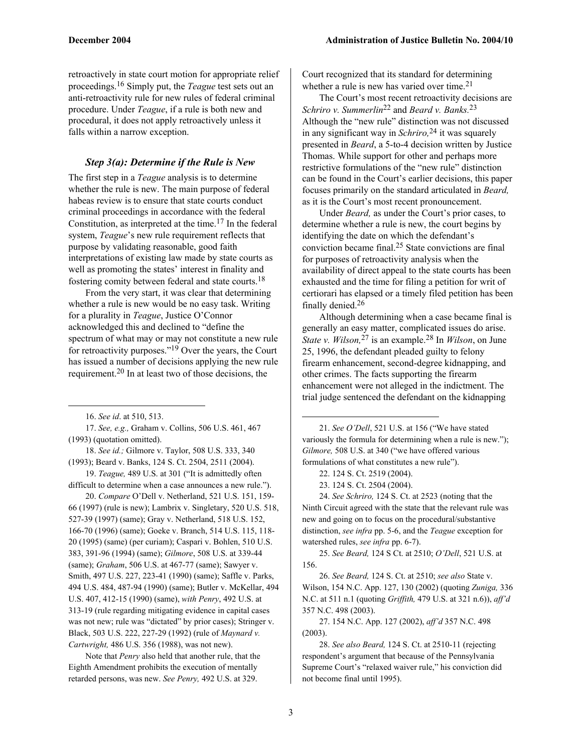retroactively in state court motion for appropriate relief proceedings.[16] Simply put, the *Teague* test sets out an anti-retroactivity rule for new rules of federal criminal procedure. Under *Teague*, if a rule is both new and procedural, it does not apply retroactively unless it falls within a narrow exception.

### *Step 3(a): Determine if the Rule is New*

The first step in a *Teague* analysis is to determine whether the rule is new. The main purpose of federal habeas review is to ensure that state courts conduct criminal proceedings in accordance with the federal Constitution, as interpreted at the time.[17] In the federal system, *Teague*'s new rule requirement reflects that purpose by validating reasonable, good faith interpretations of existing law made by state courts as well as promoting the states' interest in finality and fostering comity between federal and state courts.[18]

From the very start, it was clear that determining whether a rule is new would be no easy task. Writing for a plurality in *Teague*, Justice O'Connor acknowledged this and declined to "define the spectrum of what may or may not constitute a new rule for retroactivity purposes."[19] Over the years, the Court has issued a number of decisions applying the new rule requirement.[20] In at least two of those decisions, the Court recognized that its standard for determining whether a rule is new has varied over time.[21]

The Court's most recent retroactivity decisions are *Schriro v. Summerlin*[22] and *Beard v. Banks.*[23] Although the "new rule" distinction was not discussed in any significant way in *Schriro,*[24] it was squarely presented in *Beard*, a 5-to-4 decision written by Justice Thomas. While support for other and perhaps more restrictive formulations of the "new rule" distinction can be found in the Court's earlier decisions, this paper focuses primarily on the standard articulated in *Beard,* as it is the Court's most recent pronouncement.

Under *Beard,* as under the Court's prior cases, to determine whether a rule is new, the court begins by identifying the date on which the defendant's conviction became final.[25] State convictions are final for purposes of retroactivity analysis when the availability of direct appeal to the state courts has been exhausted and the time for filing a petition for writ of certiorari has elapsed or a timely filed petition has been finally denied.[26]

Although determining when a case became final is generally an easy matter, complicated issues do arise. *State v. Wilson,*[27] is an example.[28] In *Wilson*, on June 25, 1996, the defendant pleaded guilty to felony firearm enhancement, second-degree kidnapping, and other crimes. The facts supporting the firearm enhancement were not alleged in the indictment. The trial judge sentenced the defendant on the kidnapping

---

16. *See id*. at 510, 513.

17. *See, e.g.,* Graham v. Collins, 506 U.S. 461, 467 (1993) (quotation omitted).

18. *See id.;* Gilmore v. Taylor, 508 U.S. 333, 340 (1993); Beard v. Banks, 124 S. Ct. 2504, 2511 (2004).

19. *Teague,* 489 U.S. at 301 ("It is admittedly often difficult to determine when a case announces a new rule.").

20. *Compare* O'Dell v. Netherland, 521 U.S. 151, 159-66 (1997) (rule is new); Lambrix v. Singletary, 520 U.S. 518, 527-39 (1997) (same); Gray v. Netherland, 518 U.S. 152, 166-70 (1996) (same); Goeke v. Branch, 514 U.S. 115, 118-20 (1995) (same) (per curiam); Caspari v. Bohlen, 510 U.S. 383, 391-96 (1994) (same); *Gilmore*, 508 U.S. at 339-44 (same); *Graham*, 506 U.S. at 467-77 (same); Sawyer v. Smith, 497 U.S. 227, 223-41 (1990) (same); Saffle v. Parks, 494 U.S. 484, 487-94 (1990) (same); Butler v. McKellar, 494 U.S. 407, 412-15 (1990) (same), *with Penry*, 492 U.S. at 313-19 (rule regarding mitigating evidence in capital cases was not new; rule was "dictated" by prior cases); Stringer v. Black, 503 U.S. 222, 227-29 (1992) (rule of *Maynard v. Cartwright,* 486 U.S. 356 (1988), was not new).

Note that *Penry* also held that another rule, that the Eighth Amendment prohibits the execution of mentally retarded persons, was new. *See Penry,* 492 U.S. at 329.

21. *See O'Dell*, 521 U.S. at 156 ("We have stated variously the formula for determining when a rule is new."); *Gilmore,* 508 U.S. at 340 ("we have offered various formulations of what constitutes a new rule").

22. 124 S. Ct. 2519 (2004).

23. 124 S. Ct. 2504 (2004).

24. *See Schriro,* 124 S. Ct. at 2523 (noting that the Ninth Circuit agreed with the state that the relevant rule was new and going on to focus on the procedural/substantive distinction, *see infra* pp. 5-6, and the *Teague* exception for watershed rules, *see infra* pp. 6-7).

25. *See Beard,* 124 S Ct. at 2510; *O'Dell*, 521 U.S. at 156.

26. *See Beard,* 124 S. Ct. at 2510; *see also* State v. Wilson, 154 N.C. App. 127, 130 (2002) (quoting *Zuniga,* 336 N.C. at 511 n.1 (quoting *Griffith,* 479 U.S. at 321 n.6)), *aff'd* 357 N.C. 498 (2003).

27. 154 N.C. App. 127 (2002), *aff'd* 357 N.C. 498 (2003).

28. *See also Beard,* 124 S. Ct. at 2510-11 (rejecting respondent's argument that because of the Pennsylvania Supreme Court's "relaxed waiver rule," his conviction did not become final until 1995).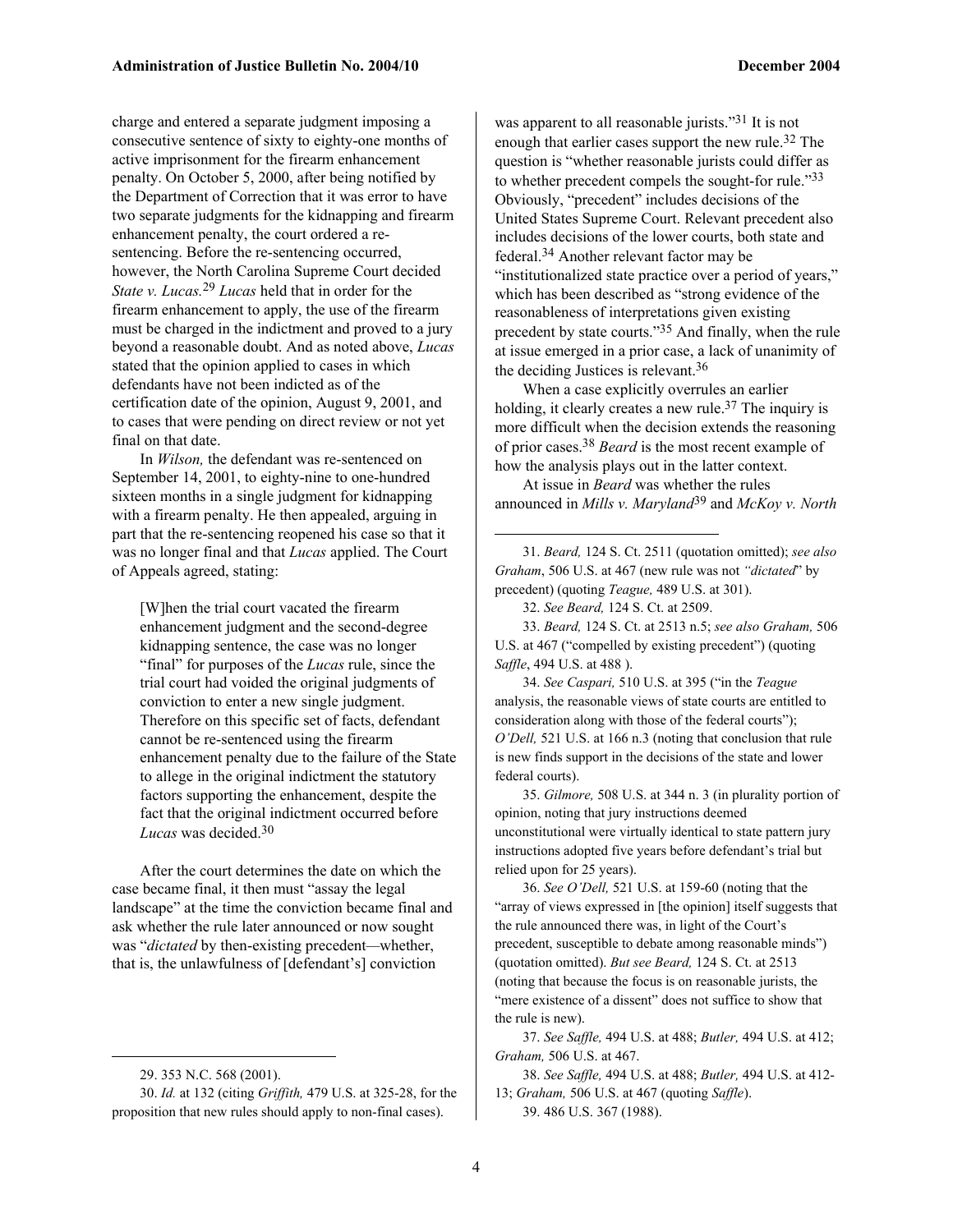charge and entered a separate judgment imposing a consecutive sentence of sixty to eighty-one months of active imprisonment for the firearm enhancement penalty. On October 5, 2000, after being notified by the Department of Correction that it was error to have two separate judgments for the kidnapping and firearm enhancement penalty, the court ordered a re-sentencing. Before the re-sentencing occurred, however, the North Carolina Supreme Court decided *State v. Lucas.*[29] *Lucas* held that in order for the firearm enhancement to apply, the use of the firearm must be charged in the indictment and proved to a jury beyond a reasonable doubt. And as noted above, *Lucas* stated that the opinion applied to cases in which defendants have not been indicted as of the certification date of the opinion, August 9, 2001, and to cases that were pending on direct review or not yet final on that date.

In *Wilson,* the defendant was re-sentenced on September 14, 2001, to eighty-nine to one-hundred sixteen months in a single judgment for kidnapping with a firearm penalty. He then appealed, arguing in part that the re-sentencing reopened his case so that it was no longer final and that *Lucas* applied. The Court of Appeals agreed, stating:

> [W]hen the trial court vacated the firearm enhancement judgment and the second-degree kidnapping sentence, the case was no longer "final" for purposes of the *Lucas* rule, since the trial court had voided the original judgments of conviction to enter a new single judgment. Therefore on this specific set of facts, defendant cannot be re-sentenced using the firearm enhancement penalty due to the failure of the State to allege in the original indictment the statutory factors supporting the enhancement, despite the fact that the original indictment occurred before *Lucas* was decided.[30]

After the court determines the date on which the case became final, it then must "assay the legal landscape" at the time the conviction became final and ask whether the rule later announced or now sought was "*dictated* by then-existing precedent—whether, that is, the unlawfulness of [defendant's] conviction was apparent to all reasonable jurists."[31] It is not enough that earlier cases support the new rule.[32] The question is "whether reasonable jurists could differ as to whether precedent compels the sought-for rule."[33] Obviously, "precedent" includes decisions of the United States Supreme Court. Relevant precedent also includes decisions of the lower courts, both state and federal.[34] Another relevant factor may be "institutionalized state practice over a period of years," which has been described as "strong evidence of the reasonableness of interpretations given existing precedent by state courts."[35] And finally, when the rule at issue emerged in a prior case, a lack of unanimity of the deciding Justices is relevant.[36]

When a case explicitly overrules an earlier holding, it clearly creates a new rule.[37] The inquiry is more difficult when the decision extends the reasoning of prior cases.[38] *Beard* is the most recent example of how the analysis plays out in the latter context.

At issue in *Beard* was whether the rules announced in *Mills v. Maryland*[39] and *McKoy v. North*

---

29. 353 N.C. 568 (2001).

30. *Id.* at 132 (citing *Griffith,* 479 U.S. at 325-28, for the proposition that new rules should apply to non-final cases).

31. *Beard,* 124 S. Ct. 2511 (quotation omitted); *see also Graham*, 506 U.S. at 467 (new rule was not *"dictated*" by precedent) (quoting *Teague,* 489 U.S. at 301).

32. *See Beard,* 124 S. Ct. at 2509.

33. *Beard,* 124 S. Ct. at 2513 n.5; *see also Graham,* 506 U.S. at 467 ("compelled by existing precedent") (quoting *Saffle*, 494 U.S. at 488 ).

34. *See Caspari,* 510 U.S. at 395 ("in the *Teague* analysis, the reasonable views of state courts are entitled to consideration along with those of the federal courts"); *O'Dell,* 521 U.S. at 166 n.3 (noting that conclusion that rule is new finds support in the decisions of the state and lower federal courts).

35. *Gilmore,* 508 U.S. at 344 n. 3 (in plurality portion of opinion, noting that jury instructions deemed unconstitutional were virtually identical to state pattern jury instructions adopted five years before defendant's trial but relied upon for 25 years).

36. *See O'Dell,* 521 U.S. at 159-60 (noting that the "array of views expressed in [the opinion] itself suggests that the rule announced there was, in light of the Court's precedent, susceptible to debate among reasonable minds") (quotation omitted). *But see Beard,* 124 S. Ct. at 2513 (noting that because the focus is on reasonable jurists, the "mere existence of a dissent" does not suffice to show that the rule is new).

37. *See Saffle,* 494 U.S. at 488; *Butler,* 494 U.S. at 412; *Graham,* 506 U.S. at 467.

38. *See Saffle,* 494 U.S. at 488; *Butler,* 494 U.S. at 412-13; *Graham,* 506 U.S. at 467 (quoting *Saffle*).

39. 486 U.S. 367 (1988).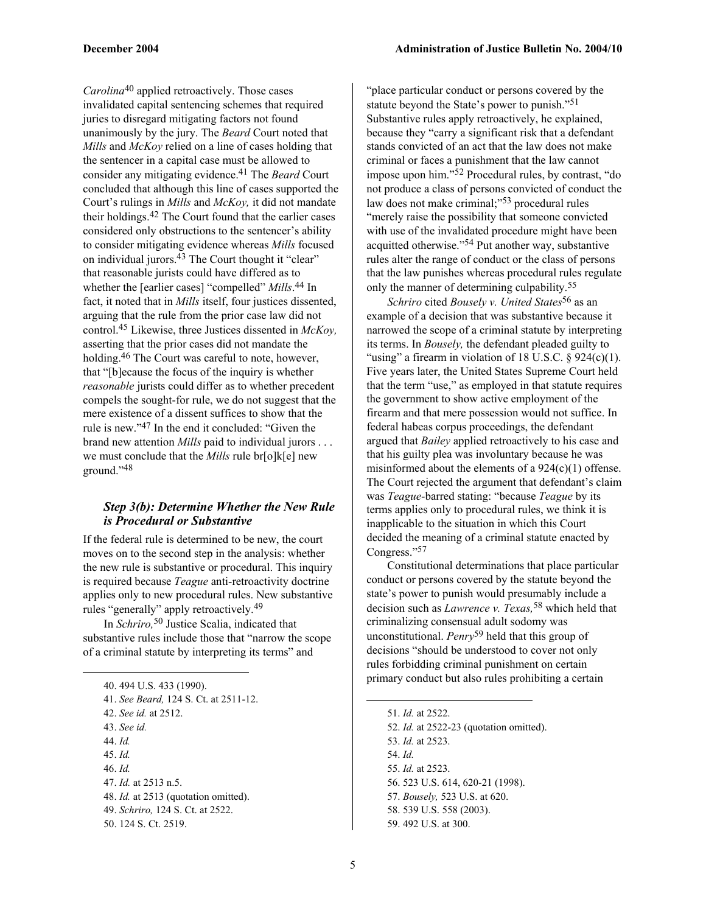*Carolina*[40] applied retroactively. Those cases invalidated capital sentencing schemes that required juries to disregard mitigating factors not found unanimously by the jury. The *Beard* Court noted that *Mills* and *McKoy* relied on a line of cases holding that the sentencer in a capital case must be allowed to consider any mitigating evidence.[41] The *Beard* Court concluded that although this line of cases supported the Court's rulings in *Mills* and *McKoy,* it did not mandate their holdings.[42] The Court found that the earlier cases considered only obstructions to the sentencer's ability to consider mitigating evidence whereas *Mills* focused on individual jurors.[43] The Court thought it "clear" that reasonable jurists could have differed as to whether the [earlier cases] "compelled" *Mills*.[44] In fact, it noted that in *Mills* itself, four justices dissented, arguing that the rule from the prior case law did not control.[45] Likewise, three Justices dissented in *McKoy,* asserting that the prior cases did not mandate the holding.[46] The Court was careful to note, however, that "[b]ecause the focus of the inquiry is whether *reasonable* jurists could differ as to whether precedent compels the sought-for rule, we do not suggest that the mere existence of a dissent suffices to show that the rule is new."[47] In the end it concluded: "Given the brand new attention *Mills* paid to individual jurors . . . we must conclude that the *Mills* rule br[o]k[e] new ground."[48]

### *Step 3(b): Determine Whether the New Rule is Procedural or Substantive*

If the federal rule is determined to be new, the court moves on to the second step in the analysis: whether the new rule is substantive or procedural. This inquiry is required because *Teague* anti-retroactivity doctrine applies only to new procedural rules. New substantive rules "generally" apply retroactively.[49]

In *Schriro,*[50] Justice Scalia, indicated that substantive rules include those that "narrow the scope of a criminal statute by interpreting its terms" and "place particular conduct or persons covered by the statute beyond the State's power to punish."[51] Substantive rules apply retroactively, he explained, because they "carry a significant risk that a defendant stands convicted of an act that the law does not make criminal or faces a punishment that the law cannot impose upon him."[52] Procedural rules, by contrast, "do not produce a class of persons convicted of conduct the law does not make criminal;"[53] procedural rules "merely raise the possibility that someone convicted with use of the invalidated procedure might have been acquitted otherwise."[54] Put another way, substantive rules alter the range of conduct or the class of persons that the law punishes whereas procedural rules regulate only the manner of determining culpability.[55]

*Schriro* cited *Bousely v. United States*[56] as an example of a decision that was substantive because it narrowed the scope of a criminal statute by interpreting its terms. In *Bousely,* the defendant pleaded guilty to "using" a firearm in violation of 18 U.S.C. § 924(c)(1). Five years later, the United States Supreme Court held that the term "use," as employed in that statute requires the government to show active employment of the firearm and that mere possession would not suffice. In federal habeas corpus proceedings, the defendant argued that *Bailey* applied retroactively to his case and that his guilty plea was involuntary because he was misinformed about the elements of a 924(c)(1) offense. The Court rejected the argument that defendant's claim was *Teague*-barred stating: "because *Teague* by its terms applies only to procedural rules, we think it is inapplicable to the situation in which this Court decided the meaning of a criminal statute enacted by Congress."[57]

Constitutional determinations that place particular conduct or persons covered by the statute beyond the state's power to punish would presumably include a decision such as *Lawrence v. Texas,*[58] which held that criminalizing consensual adult sodomy was unconstitutional. *Penry*[59] held that this group of decisions "should be understood to cover not only rules forbidding criminal punishment on certain primary conduct but also rules prohibiting a certain

---

40. 494 U.S. 433 (1990).
41. *See Beard,* 124 S. Ct. at 2511-12.
42. *See id.* at 2512.
43. *See id.*
44. *Id.*
45. *Id.*
46. *Id.*
47. *Id.* at 2513 n.5.
48. *Id.* at 2513 (quotation omitted).
49. *Schriro,* 124 S. Ct. at 2522.
50. 124 S. Ct. 2519.
51. *Id.* at 2522.
52. *Id.* at 2522-23 (quotation omitted).
53. *Id.* at 2523.
54. *Id.*
55. *Id.* at 2523.
56. 523 U.S. 614, 620-21 (1998).
57. *Bousely,* 523 U.S. at 620.
58. 539 U.S. 558 (2003).
59. 492 U.S. at 300.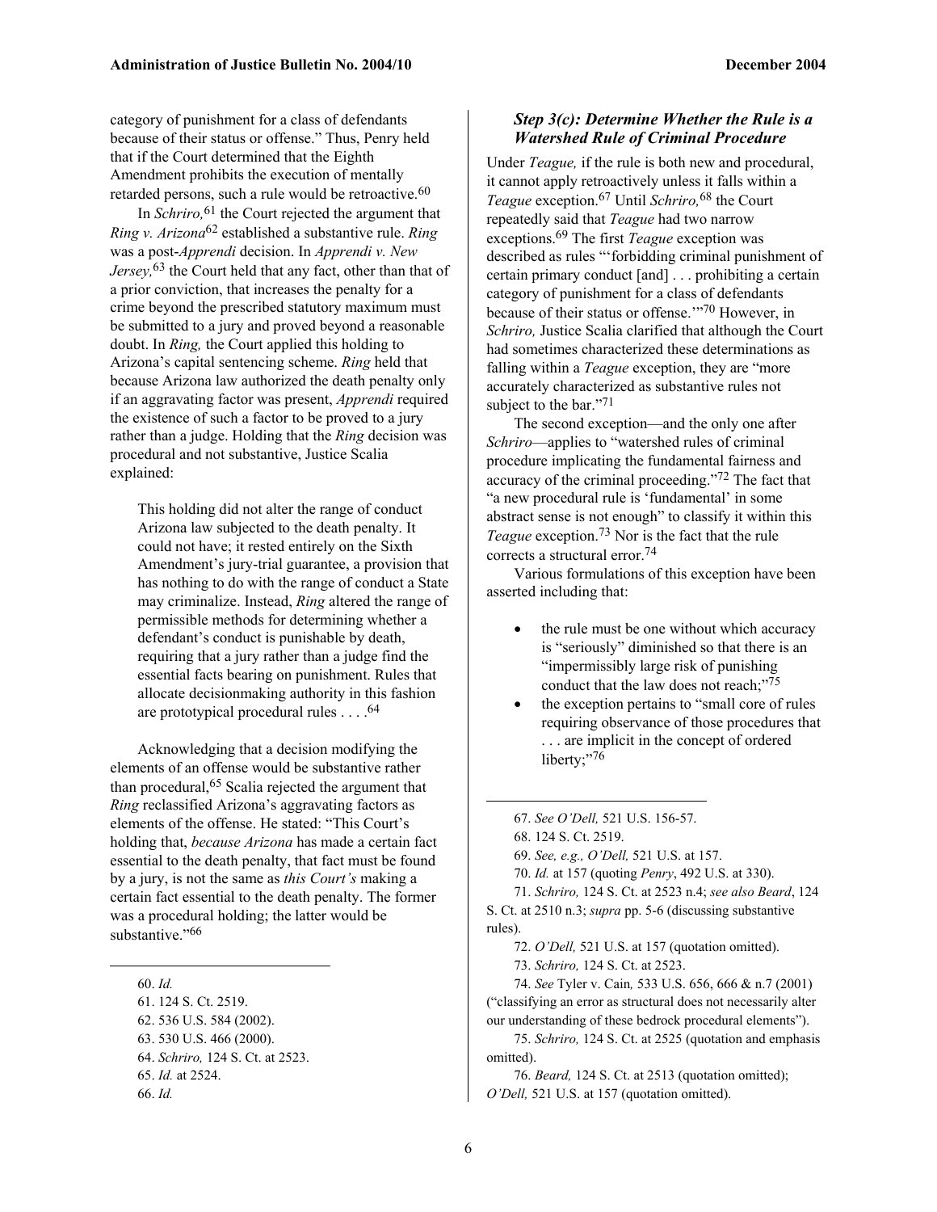category of punishment for a class of defendants because of their status or offense." Thus, Penry held that if the Court determined that the Eighth Amendment prohibits the execution of mentally retarded persons, such a rule would be retroactive.[60]

In *Schriro,*[61] the Court rejected the argument that *Ring v. Arizona*[62] established a substantive rule. *Ring* was a post-*Apprendi* decision. In *Apprendi v. New Jersey,*[63] the Court held that any fact, other than that of a prior conviction, that increases the penalty for a crime beyond the prescribed statutory maximum must be submitted to a jury and proved beyond a reasonable doubt. In *Ring,* the Court applied this holding to Arizona's capital sentencing scheme. *Ring* held that because Arizona law authorized the death penalty only if an aggravating factor was present, *Apprendi* required the existence of such a factor to be proved to a jury rather than a judge. Holding that the *Ring* decision was procedural and not substantive, Justice Scalia explained:

> This holding did not alter the range of conduct Arizona law subjected to the death penalty. It could not have; it rested entirely on the Sixth Amendment's jury-trial guarantee, a provision that has nothing to do with the range of conduct a State may criminalize. Instead, *Ring* altered the range of permissible methods for determining whether a defendant's conduct is punishable by death, requiring that a jury rather than a judge find the essential facts bearing on punishment. Rules that allocate decisionmaking authority in this fashion are prototypical procedural rules . . . .[64]

Acknowledging that a decision modifying the elements of an offense would be substantive rather than procedural,[65] Scalia rejected the argument that *Ring* reclassified Arizona's aggravating factors as elements of the offense. He stated: "This Court's holding that, *because Arizona* has made a certain fact essential to the death penalty, that fact must be found by a jury, is not the same as *this Court's* making a certain fact essential to the death penalty. The former was a procedural holding; the latter would be substantive."[66]

60. *Id.*
61. 124 S. Ct. 2519.
62. 536 U.S. 584 (2002).
63. 530 U.S. 466 (2000).
64. *Schriro,* 124 S. Ct. at 2523.
65. *Id.* at 2524.
66. *Id.*

### *Step 3(c): Determine Whether the Rule is a Watershed Rule of Criminal Procedure*

Under *Teague,* if the rule is both new and procedural, it cannot apply retroactively unless it falls within a *Teague* exception.[67] Until *Schriro,*[68] the Court repeatedly said that *Teague* had two narrow exceptions.[69] The first *Teague* exception was described as rules "'forbidding criminal punishment of certain primary conduct [and] . . . prohibiting a certain category of punishment for a class of defendants because of their status or offense.'"[70] However, in *Schriro,* Justice Scalia clarified that although the Court had sometimes characterized these determinations as falling within a *Teague* exception, they are "more accurately characterized as substantive rules not subject to the bar."[71]

The second exception—and the only one after *Schriro*—applies to "watershed rules of criminal procedure implicating the fundamental fairness and accuracy of the criminal proceeding."[72] The fact that "a new procedural rule is 'fundamental' in some abstract sense is not enough" to classify it within this *Teague* exception.[73] Nor is the fact that the rule corrects a structural error.[74]

Various formulations of this exception have been asserted including that:

- the rule must be one without which accuracy is "seriously" diminished so that there is an "impermissibly large risk of punishing conduct that the law does not reach;"[75]
- the exception pertains to "small core of rules requiring observance of those procedures that . . . are implicit in the concept of ordered liberty;"[76]

67. *See O'Dell,* 521 U.S. 156-57.
68. 124 S. Ct. 2519.
69. *See, e.g., O'Dell,* 521 U.S. at 157.
70. *Id.* at 157 (quoting *Penry*, 492 U.S. at 330).
71. *Schriro,* 124 S. Ct. at 2523 n.4; *see also Beard*, 124 S. Ct. at 2510 n.3; *supra* pp. 5-6 (discussing substantive rules).
72. *O'Dell,* 521 U.S. at 157 (quotation omitted).
73. *Schriro,* 124 S. Ct. at 2523.
74. *See* Tyler v. Cain*,* 533 U.S. 656, 666 & n.7 (2001) ("classifying an error as structural does not necessarily alter our understanding of these bedrock procedural elements").
75. *Schriro,* 124 S. Ct. at 2525 (quotation and emphasis omitted).
76. *Beard,* 124 S. Ct. at 2513 (quotation omitted); *O'Dell,* 521 U.S. at 157 (quotation omitted).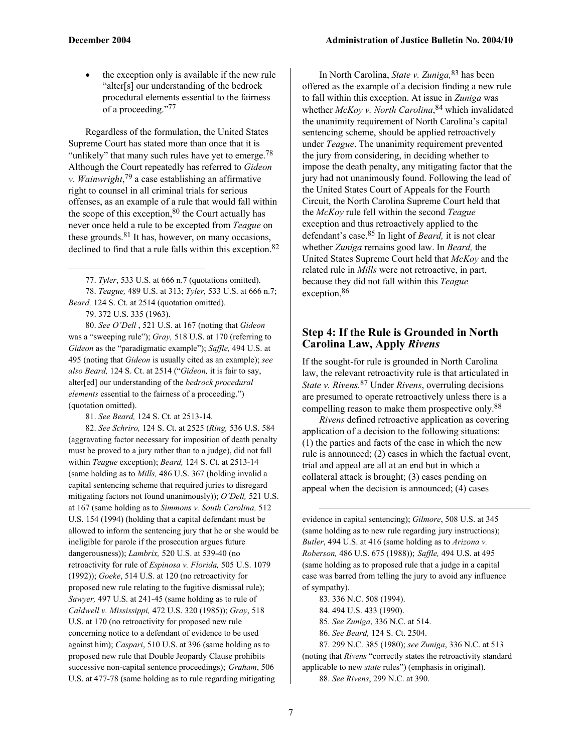- the exception only is available if the new rule "alter[s] our understanding of the bedrock procedural elements essential to the fairness of a proceeding."[77]

Regardless of the formulation, the United States Supreme Court has stated more than once that it is "unlikely" that many such rules have yet to emerge.[78] Although the Court repeatedly has referred to *Gideon v. Wainwright*,[79] a case establishing an affirmative right to counsel in all criminal trials for serious offenses, as an example of a rule that would fall within the scope of this exception,[80] the Court actually has never once held a rule to be excepted from *Teague* on these grounds.[81] It has, however, on many occasions, declined to find that a rule falls within this exception.[82]

In North Carolina, *State v. Zuniga,*[83] has been offered as the example of a decision finding a new rule to fall within this exception. At issue in *Zuniga* was whether *McKoy v. North Carolina*,[84] which invalidated the unanimity requirement of North Carolina's capital sentencing scheme, should be applied retroactively under *Teague*. The unanimity requirement prevented the jury from considering, in deciding whether to impose the death penalty, any mitigating factor that the jury had not unanimously found. Following the lead of the United States Court of Appeals for the Fourth Circuit, the North Carolina Supreme Court held that the *McKoy* rule fell within the second *Teague* exception and thus retroactively applied to the defendant's case.[85] In light of *Beard,* it is not clear whether *Zuniga* remains good law. In *Beard,* the United States Supreme Court held that *McKoy* and the related rule in *Mills* were not retroactive, in part, because they did not fall within this *Teague* exception.[86]

## Step 4: If the Rule is Grounded in North Carolina Law, Apply *Rivens*

If the sought-for rule is grounded in North Carolina law, the relevant retroactivity rule is that articulated in *State v. Rivens.*[87] Under *Rivens*, overruling decisions are presumed to operate retroactively unless there is a compelling reason to make them prospective only.[88]

*Rivens* defined retroactive application as covering application of a decision to the following situations: (1) the parties and facts of the case in which the new rule is announced; (2) cases in which the factual event, trial and appeal are all at an end but in which a collateral attack is brought; (3) cases pending on appeal when the decision is announced; (4) cases

---

77. *Tyler*, 533 U.S. at 666 n.7 (quotations omitted).

78. *Teague,* 489 U.S. at 313; *Tyler,* 533 U.S. at 666 n.7; *Beard,* 124 S. Ct. at 2514 (quotation omitted).

79. 372 U.S. 335 (1963).

80. *See O'Dell* , 521 U.S. at 167 (noting that *Gideon* was a "sweeping rule"); *Gray,* 518 U.S. at 170 (referring to *Gideon* as the "paradigmatic example"); *Saffle,* 494 U.S. at 495 (noting that *Gideon* is usually cited as an example); *see also Beard,* 124 S. Ct. at 2514 ("*Gideon,* it is fair to say, alter[ed] our understanding of the *bedrock procedural elements* essential to the fairness of a proceeding.") (quotation omitted).

81. *See Beard,* 124 S. Ct. at 2513-14.

82. *See Schriro,* 124 S. Ct. at 2525 (*Ring,* 536 U.S. 584 (aggravating factor necessary for imposition of death penalty must be proved to a jury rather than to a judge), did not fall within *Teague* exception); *Beard,* 124 S. Ct. at 2513-14 (same holding as to *Mills,* 486 U.S. 367 (holding invalid a capital sentencing scheme that required juries to disregard mitigating factors not found unanimously)); *O'Dell,* 521 U.S. at 167 (same holding as to *Simmons v. South Carolina,* 512 U.S. 154 (1994) (holding that a capital defendant must be allowed to inform the sentencing jury that he or she would be ineligible for parole if the prosecution argues future dangerousness)); *Lambrix,* 520 U.S. at 539-40 (no retroactivity for rule of *Espinosa v. Florida,* 505 U.S. 1079 (1992)); *Goeke*, 514 U.S. at 120 (no retroactivity for proposed new rule relating to the fugitive dismissal rule); *Sawyer,* 497 U.S. at 241-45 (same holding as to rule of *Caldwell v. Mississippi,* 472 U.S. 320 (1985)); *Gray*, 518 U.S. at 170 (no retroactivity for proposed new rule concerning notice to a defendant of evidence to be used against him); *Caspari*, 510 U.S. at 396 (same holding as to proposed new rule that Double Jeopardy Clause prohibits successive non-capital sentence proceedings); *Graham*, 506 U.S. at 477-78 (same holding as to rule regarding mitigating evidence in capital sentencing); *Gilmore*, 508 U.S. at 345 (same holding as to new rule regarding jury instructions); *Butler*, 494 U.S. at 416 (same holding as to *Arizona v. Roberson,* 486 U.S. 675 (1988)); *Saffle,* 494 U.S. at 495 (same holding as to proposed rule that a judge in a capital case was barred from telling the jury to avoid any influence of sympathy).

83. 336 N.C. 508 (1994).

84. 494 U.S. 433 (1990).

85. *See Zuniga*, 336 N.C. at 514.

86. *See Beard,* 124 S. Ct. 2504.

87. 299 N.C. 385 (1980); *see Zuniga*, 336 N.C. at 513 (noting that *Rivens* "correctly states the retroactivity standard applicable to new *state* rules") (emphasis in original).

88. *See Rivens*, 299 N.C. at 390.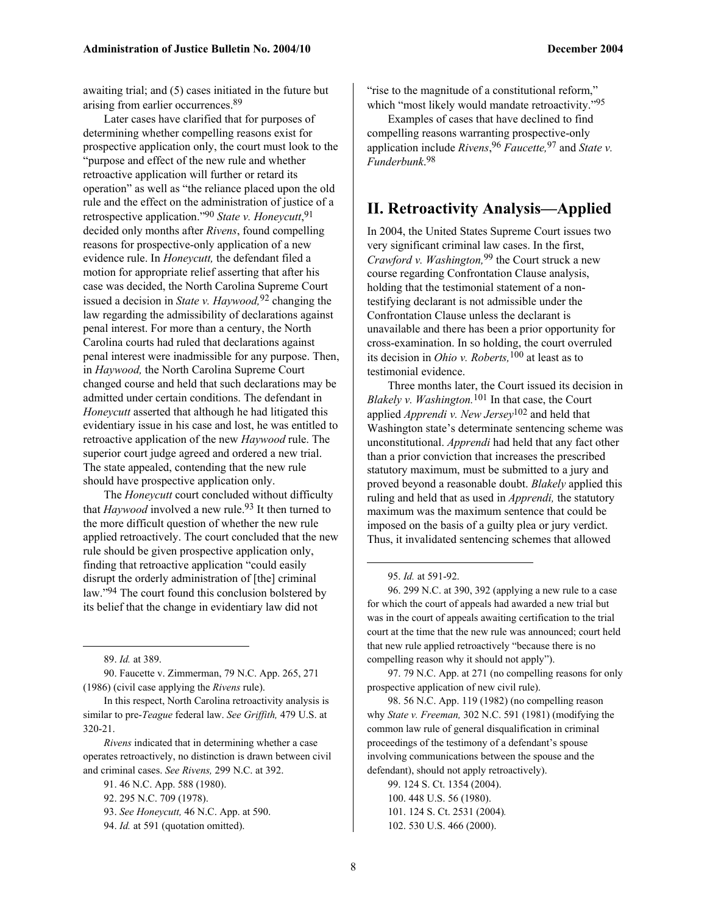awaiting trial; and (5) cases initiated in the future but arising from earlier occurrences.[89]

Later cases have clarified that for purposes of determining whether compelling reasons exist for prospective application only, the court must look to the "purpose and effect of the new rule and whether retroactive application will further or retard its operation" as well as "the reliance placed upon the old rule and the effect on the administration of justice of a retrospective application."[90] *State v. Honeycutt*,[91] decided only months after *Rivens*, found compelling reasons for prospective-only application of a new evidence rule. In *Honeycutt,* the defendant filed a motion for appropriate relief asserting that after his case was decided, the North Carolina Supreme Court issued a decision in *State v. Haywood,*[92] changing the law regarding the admissibility of declarations against penal interest. For more than a century, the North Carolina courts had ruled that declarations against penal interest were inadmissible for any purpose. Then, in *Haywood,* the North Carolina Supreme Court changed course and held that such declarations may be admitted under certain conditions. The defendant in *Honeycutt* asserted that although he had litigated this evidentiary issue in his case and lost, he was entitled to retroactive application of the new *Haywood* rule. The superior court judge agreed and ordered a new trial. The state appealed, contending that the new rule should have prospective application only.

The *Honeycutt* court concluded without difficulty that *Haywood* involved a new rule.[93] It then turned to the more difficult question of whether the new rule applied retroactively. The court concluded that the new rule should be given prospective application only, finding that retroactive application "could easily disrupt the orderly administration of [the] criminal law."[94] The court found this conclusion bolstered by its belief that the change in evidentiary law did not "rise to the magnitude of a constitutional reform," which "most likely would mandate retroactivity."[95]

Examples of cases that have declined to find compelling reasons warranting prospective-only application include *Rivens*,[96] *Faucette,*[97] and *State v. Funderbunk*.[98]

## II. Retroactivity Analysis—Applied

In 2004, the United States Supreme Court issues two very significant criminal law cases. In the first, *Crawford v. Washington,*[99] the Court struck a new course regarding Confrontation Clause analysis, holding that the testimonial statement of a non-testifying declarant is not admissible under the Confrontation Clause unless the declarant is unavailable and there has been a prior opportunity for cross-examination. In so holding, the court overruled its decision in *Ohio v. Roberts,*[100] at least as to testimonial evidence.

Three months later, the Court issued its decision in *Blakely v. Washington.*[101] In that case, the Court applied *Apprendi v. New Jersey*[102] and held that Washington state's determinate sentencing scheme was unconstitutional. *Apprendi* had held that any fact other than a prior conviction that increases the prescribed statutory maximum, must be submitted to a jury and proved beyond a reasonable doubt. *Blakely* applied this ruling and held that as used in *Apprendi,* the statutory maximum was the maximum sentence that could be imposed on the basis of a guilty plea or jury verdict. Thus, it invalidated sentencing schemes that allowed

---

89. *Id.* at 389.

90. Faucette v. Zimmerman, 79 N.C. App. 265, 271 (1986) (civil case applying the *Rivens* rule).

In this respect, North Carolina retroactivity analysis is similar to pre-*Teague* federal law. *See Griffith,* 479 U.S. at 320-21.

*Rivens* indicated that in determining whether a case operates retroactively, no distinction is drawn between civil and criminal cases. *See Rivens,* 299 N.C. at 392.

91. 46 N.C. App. 588 (1980).

92. 295 N.C. 709 (1978).

93. *See Honeycutt,* 46 N.C. App. at 590.

94. *Id.* at 591 (quotation omitted).

95. *Id.* at 591-92.

96. 299 N.C. at 390, 392 (applying a new rule to a case for which the court of appeals had awarded a new trial but was in the court of appeals awaiting certification to the trial court at the time that the new rule was announced; court held that new rule applied retroactively "because there is no compelling reason why it should not apply").

97. 79 N.C. App. at 271 (no compelling reasons for only prospective application of new civil rule).

98. 56 N.C. App. 119 (1982) (no compelling reason why *State v. Freeman,* 302 N.C. 591 (1981) (modifying the common law rule of general disqualification in criminal proceedings of the testimony of a defendant's spouse involving communications between the spouse and the defendant), should not apply retroactively).

99. 124 S. Ct. 1354 (2004).

100. 448 U.S. 56 (1980).

101. 124 S. Ct. 2531 (2004).

102. 530 U.S. 466 (2000).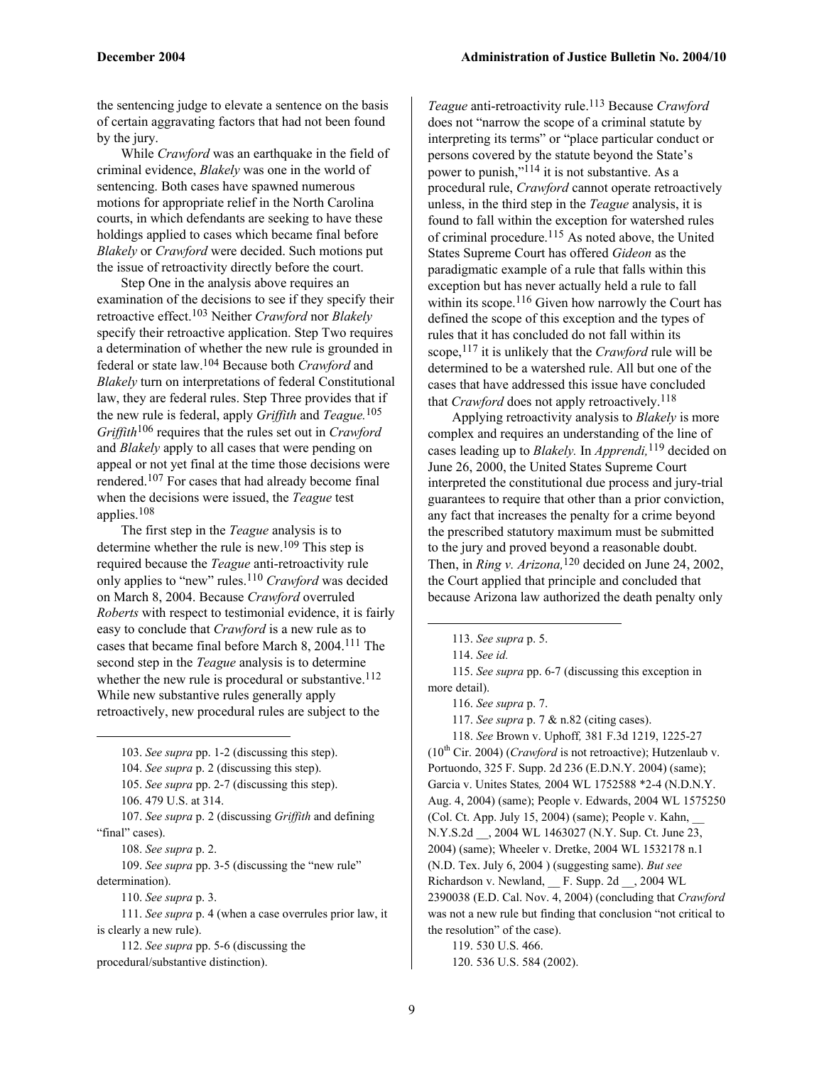the sentencing judge to elevate a sentence on the basis of certain aggravating factors that had not been found by the jury.

While *Crawford* was an earthquake in the field of criminal evidence, *Blakely* was one in the world of sentencing. Both cases have spawned numerous motions for appropriate relief in the North Carolina courts, in which defendants are seeking to have these holdings applied to cases which became final before *Blakely* or *Crawford* were decided. Such motions put the issue of retroactivity directly before the court.

Step One in the analysis above requires an examination of the decisions to see if they specify their retroactive effect.[103] Neither *Crawford* nor *Blakely* specify their retroactive application. Step Two requires a determination of whether the new rule is grounded in federal or state law.[104] Because both *Crawford* and *Blakely* turn on interpretations of federal Constitutional law, they are federal rules. Step Three provides that if the new rule is federal, apply *Griffith* and *Teague.*[105] *Griffith*[106] requires that the rules set out in *Crawford* and *Blakely* apply to all cases that were pending on appeal or not yet final at the time those decisions were rendered.[107] For cases that had already become final when the decisions were issued, the *Teague* test applies.[108]

The first step in the *Teague* analysis is to determine whether the rule is new.[109] This step is required because the *Teague* anti-retroactivity rule only applies to "new" rules.[110] *Crawford* was decided on March 8, 2004. Because *Crawford* overruled *Roberts* with respect to testimonial evidence, it is fairly easy to conclude that *Crawford* is a new rule as to cases that became final before March 8, 2004.[111] The second step in the *Teague* analysis is to determine whether the new rule is procedural or substantive.[112] While new substantive rules generally apply retroactively, new procedural rules are subject to the *Teague* anti-retroactivity rule.[113] Because *Crawford* does not "narrow the scope of a criminal statute by interpreting its terms" or "place particular conduct or persons covered by the statute beyond the State's power to punish,"[114] it is not substantive. As a procedural rule, *Crawford* cannot operate retroactively unless, in the third step in the *Teague* analysis, it is found to fall within the exception for watershed rules of criminal procedure.[115] As noted above, the United States Supreme Court has offered *Gideon* as the paradigmatic example of a rule that falls within this exception but has never actually held a rule to fall within its scope.[116] Given how narrowly the Court has defined the scope of this exception and the types of rules that it has concluded do not fall within its scope,[117] it is unlikely that the *Crawford* rule will be determined to be a watershed rule. All but one of the cases that have addressed this issue have concluded that *Crawford* does not apply retroactively.[118]

Applying retroactivity analysis to *Blakely* is more complex and requires an understanding of the line of cases leading up to *Blakely.* In *Apprendi,*[119] decided on June 26, 2000, the United States Supreme Court interpreted the constitutional due process and jury-trial guarantees to require that other than a prior conviction, any fact that increases the penalty for a crime beyond the prescribed statutory maximum must be submitted to the jury and proved beyond a reasonable doubt. Then, in *Ring v. Arizona,*[120] decided on June 24, 2002, the Court applied that principle and concluded that because Arizona law authorized the death penalty only

---

103. *See supra* pp. 1-2 (discussing this step).

104. *See supra* p. 2 (discussing this step).

105. *See supra* pp. 2-7 (discussing this step).

106. 479 U.S. at 314.

107. *See supra* p. 2 (discussing *Griffith* and defining "final" cases).

108. *See supra* p. 2.

109. *See supra* pp. 3-5 (discussing the "new rule" determination).

110. *See supra* p. 3.

111. *See supra* p. 4 (when a case overrules prior law, it is clearly a new rule).

112. *See supra* pp. 5-6 (discussing the procedural/substantive distinction).

113. *See supra* p. 5.

114. *See id.*

115. *See supra* pp. 6-7 (discussing this exception in more detail).

116. *See supra* p. 7.

117. *See supra* p. 7 & n.82 (citing cases).

118. *See* Brown v. Uphoff*,* 381 F.3d 1219, 1225-27 (10th Cir. 2004) (*Crawford* is not retroactive); Hutzenlaub v. Portuondo, 325 F. Supp. 2d 236 (E.D.N.Y. 2004) (same); Garcia v. Unites States*,* 2004 WL 1752588 *2-4 (N.D.N.Y. Aug. 4, 2004) (same); People v. Edwards, 2004 WL 1575250 (Col. Ct. App. July 15, 2004) (same); People v. Kahn, __ N.Y.S.2d __, 2004 WL 1463027 (N.Y. Sup. Ct. June 23, 2004) (same); Wheeler v. Dretke, 2004 WL 1532178 n.1 (N.D. Tex. July 6, 2004 ) (suggesting same). *But see* Richardson v. Newland, __ F. Supp. 2d __, 2004 WL 2390038 (E.D. Cal. Nov. 4, 2004) (concluding that *Crawford* was not a new rule but finding that conclusion "not critical to the resolution" of the case).

119. 530 U.S. 466.

120. 536 U.S. 584 (2002).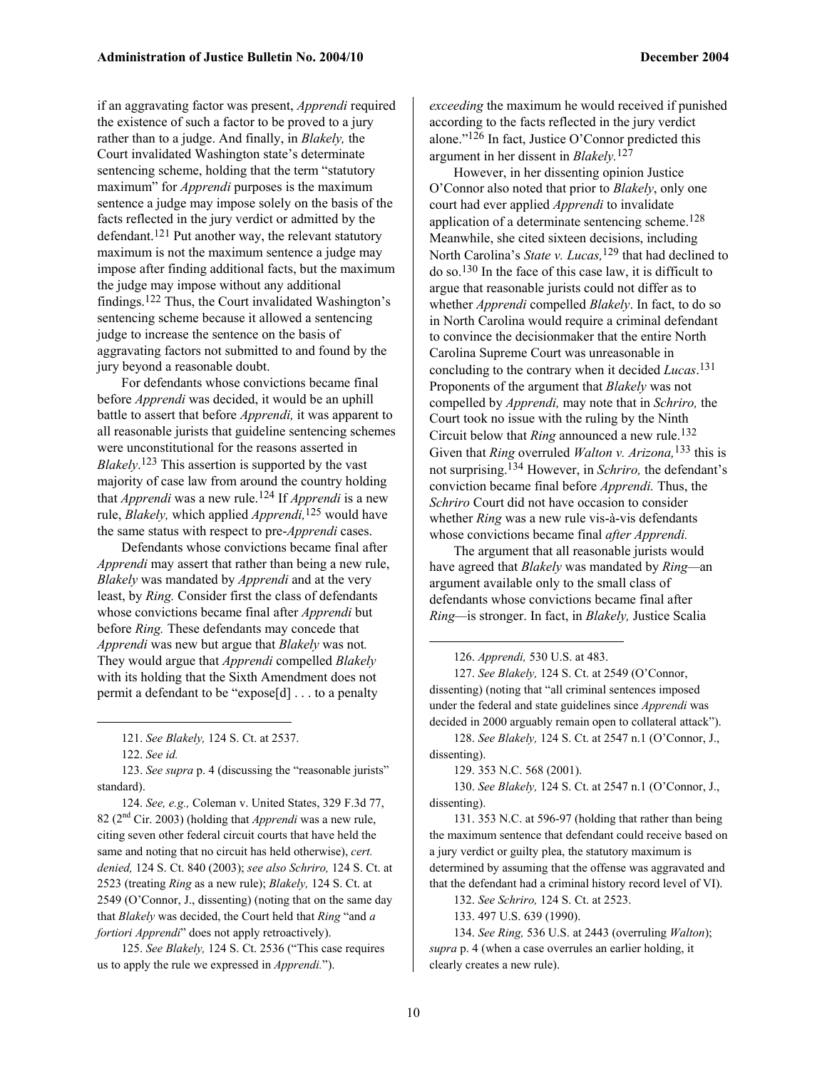if an aggravating factor was present, *Apprendi* required the existence of such a factor to be proved to a jury rather than to a judge. And finally, in *Blakely,* the Court invalidated Washington state's determinate sentencing scheme, holding that the term "statutory maximum" for *Apprendi* purposes is the maximum sentence a judge may impose solely on the basis of the facts reflected in the jury verdict or admitted by the defendant.[121] Put another way, the relevant statutory maximum is not the maximum sentence a judge may impose after finding additional facts, but the maximum the judge may impose without any additional findings.[122] Thus, the Court invalidated Washington's sentencing scheme because it allowed a sentencing judge to increase the sentence on the basis of aggravating factors not submitted to and found by the jury beyond a reasonable doubt.

For defendants whose convictions became final before *Apprendi* was decided, it would be an uphill battle to assert that before *Apprendi,* it was apparent to all reasonable jurists that guideline sentencing schemes were unconstitutional for the reasons asserted in *Blakely*.[123] This assertion is supported by the vast majority of case law from around the country holding that *Apprendi* was a new rule.[124] If *Apprendi* is a new rule, *Blakely,* which applied *Apprendi,*[125] would have the same status with respect to pre-*Apprendi* cases.

Defendants whose convictions became final after *Apprendi* may assert that rather than being a new rule, *Blakely* was mandated by *Apprendi* and at the very least, by *Ring.* Consider first the class of defendants whose convictions became final after *Apprendi* but before *Ring.* These defendants may concede that *Apprendi* was new but argue that *Blakely* was not*.* They would argue that *Apprendi* compelled *Blakely* with its holding that the Sixth Amendment does not permit a defendant to be "expose[d] . . . to a penalty *exceeding* the maximum he would received if punished according to the facts reflected in the jury verdict alone."[126] In fact, Justice O'Connor predicted this argument in her dissent in *Blakely.*[127]

However, in her dissenting opinion Justice O'Connor also noted that prior to *Blakely*, only one court had ever applied *Apprendi* to invalidate application of a determinate sentencing scheme.[128] Meanwhile, she cited sixteen decisions, including North Carolina's *State v. Lucas,*[129] that had declined to do so.[130] In the face of this case law, it is difficult to argue that reasonable jurists could not differ as to whether *Apprendi* compelled *Blakely*. In fact, to do so in North Carolina would require a criminal defendant to convince the decisionmaker that the entire North Carolina Supreme Court was unreasonable in concluding to the contrary when it decided *Lucas*.[131] Proponents of the argument that *Blakely* was not compelled by *Apprendi,* may note that in *Schriro,* the Court took no issue with the ruling by the Ninth Circuit below that *Ring* announced a new rule.[132] Given that *Ring* overruled *Walton v. Arizona,*[133] this is not surprising.[134] However, in *Schriro,* the defendant's conviction became final before *Apprendi.* Thus, the *Schriro* Court did not have occasion to consider whether *Ring* was a new rule vis-à-vis defendants whose convictions became final *after Apprendi.*

The argument that all reasonable jurists would have agreed that *Blakely* was mandated by *Ring*—an argument available only to the small class of defendants whose convictions became final after *Ring*—is stronger. In fact, in *Blakely,* Justice Scalia

---

121. *See Blakely,* 124 S. Ct. at 2537.

122. *See id.*

123. *See supra* p. 4 (discussing the "reasonable jurists" standard).

124. *See, e.g.,* Coleman v. United States, 329 F.3d 77, 82 (2nd Cir. 2003) (holding that *Apprendi* was a new rule, citing seven other federal circuit courts that have held the same and noting that no circuit has held otherwise), *cert. denied,* 124 S. Ct. 840 (2003); *see also Schriro,* 124 S. Ct. at 2523 (treating *Ring* as a new rule); *Blakely,* 124 S. Ct. at 2549 (O'Connor, J., dissenting) (noting that on the same day that *Blakely* was decided, the Court held that *Ring* "and *a fortiori Apprendi*" does not apply retroactively).

125. *See Blakely,* 124 S. Ct. 2536 ("This case requires us to apply the rule we expressed in *Apprendi.*").

126. *Apprendi,* 530 U.S. at 483.

127. *See Blakely,* 124 S. Ct. at 2549 (O'Connor, dissenting) (noting that "all criminal sentences imposed under the federal and state guidelines since *Apprendi* was decided in 2000 arguably remain open to collateral attack").

128. *See Blakely,* 124 S. Ct. at 2547 n.1 (O'Connor, J., dissenting).

129. 353 N.C. 568 (2001).

130. *See Blakely,* 124 S. Ct. at 2547 n.1 (O'Connor, J., dissenting).

131. 353 N.C. at 596-97 (holding that rather than being the maximum sentence that defendant could receive based on a jury verdict or guilty plea, the statutory maximum is determined by assuming that the offense was aggravated and that the defendant had a criminal history record level of VI).

132. *See Schriro,* 124 S. Ct. at 2523.

133. 497 U.S. 639 (1990).

134. *See Ring,* 536 U.S. at 2443 (overruling *Walton*); *supra* p. 4 (when a case overrules an earlier holding, it clearly creates a new rule).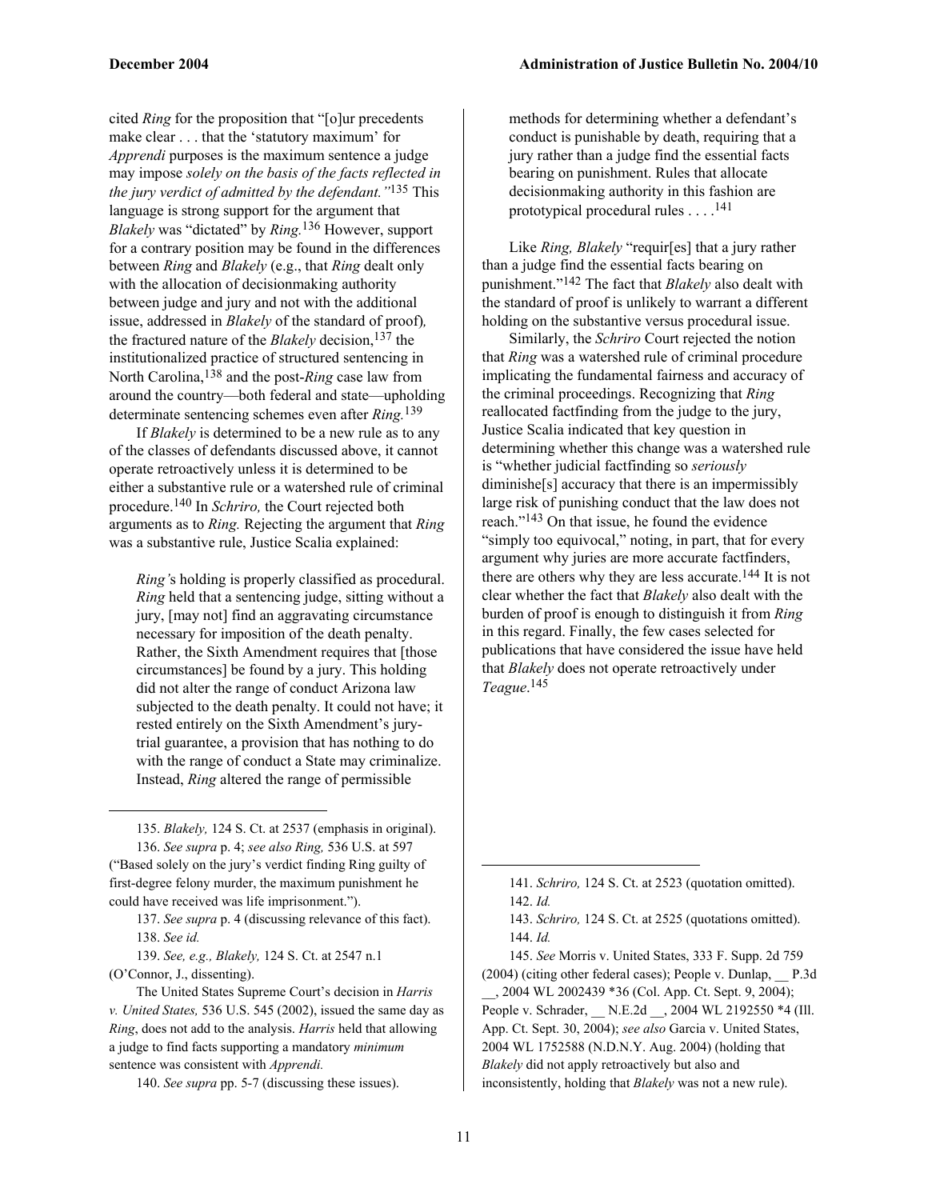cited *Ring* for the proposition that "[o]ur precedents make clear . . . that the 'statutory maximum' for *Apprendi* purposes is the maximum sentence a judge may impose *solely on the basis of the facts reflected in the jury verdict of admitted by the defendant."*[135] This language is strong support for the argument that *Blakely* was "dictated" by *Ring.*[136] However, support for a contrary position may be found in the differences between *Ring* and *Blakely* (e.g., that *Ring* dealt only with the allocation of decisionmaking authority between judge and jury and not with the additional issue, addressed in *Blakely* of the standard of proof)*,* the fractured nature of the *Blakely* decision,[137] the institutionalized practice of structured sentencing in North Carolina,[138] and the post-*Ring* case law from around the country—both federal and state—upholding determinate sentencing schemes even after *Ring.*[139]

If *Blakely* is determined to be a new rule as to any of the classes of defendants discussed above, it cannot operate retroactively unless it is determined to be either a substantive rule or a watershed rule of criminal procedure.[140] In *Schriro,* the Court rejected both arguments as to *Ring.* Rejecting the argument that *Ring* was a substantive rule, Justice Scalia explained:

> *Ring'*s holding is properly classified as procedural. *Ring* held that a sentencing judge, sitting without a jury, [may not] find an aggravating circumstance necessary for imposition of the death penalty. Rather, the Sixth Amendment requires that [those circumstances] be found by a jury. This holding did not alter the range of conduct Arizona law subjected to the death penalty. It could not have; it rested entirely on the Sixth Amendment's jury-trial guarantee, a provision that has nothing to do with the range of conduct a State may criminalize. Instead, *Ring* altered the range of permissible methods for determining whether a defendant's conduct is punishable by death, requiring that a jury rather than a judge find the essential facts bearing on punishment. Rules that allocate decisionmaking authority in this fashion are prototypical procedural rules . . . .[141]

Like *Ring, Blakely* "requir[es] that a jury rather than a judge find the essential facts bearing on punishment."[142] The fact that *Blakely* also dealt with the standard of proof is unlikely to warrant a different holding on the substantive versus procedural issue.

Similarly, the *Schriro* Court rejected the notion that *Ring* was a watershed rule of criminal procedure implicating the fundamental fairness and accuracy of the criminal proceedings. Recognizing that *Ring* reallocated factfinding from the judge to the jury, Justice Scalia indicated that key question in determining whether this change was a watershed rule is "whether judicial factfinding so *seriously* diminishe[s] accuracy that there is an impermissibly large risk of punishing conduct that the law does not reach."[143] On that issue, he found the evidence "simply too equivocal," noting, in part, that for every argument why juries are more accurate factfinders, there are others why they are less accurate.[144] It is not clear whether the fact that *Blakely* also dealt with the burden of proof is enough to distinguish it from *Ring* in this regard. Finally, the few cases selected for publications that have considered the issue have held that *Blakely* does not operate retroactively under *Teague*.[145]

---

135. *Blakely,* 124 S. Ct. at 2537 (emphasis in original).

136. *See supra* p. 4; *see also Ring,* 536 U.S. at 597 ("Based solely on the jury's verdict finding Ring guilty of first-degree felony murder, the maximum punishment he could have received was life imprisonment.").

137. *See supra* p. 4 (discussing relevance of this fact).

138. *See id.*

139. *See, e.g., Blakely,* 124 S. Ct. at 2547 n.1 (O'Connor, J., dissenting).

The United States Supreme Court's decision in *Harris v. United States,* 536 U.S. 545 (2002), issued the same day as *Ring*, does not add to the analysis. *Harris* held that allowing a judge to find facts supporting a mandatory *minimum* sentence was consistent with *Apprendi.*

140. *See supra* pp. 5-7 (discussing these issues).

141. *Schriro,* 124 S. Ct. at 2523 (quotation omitted).

142. *Id.*

143. *Schriro,* 124 S. Ct. at 2525 (quotations omitted).

144. *Id.*

145. *See* Morris v. United States, 333 F. Supp. 2d 759 (2004) (citing other federal cases); People v. Dunlap, __ P.3d __, 2004 WL 2002439 *36 (Col. App. Ct. Sept. 9, 2004); People v. Schrader, __ N.E.2d __, 2004 WL 2192550 *4 (Ill. App. Ct. Sept. 30, 2004); *see also* Garcia v. United States, 2004 WL 1752588 (N.D.N.Y. Aug. 2004) (holding that *Blakely* did not apply retroactively but also and inconsistently, holding that *Blakely* was not a new rule).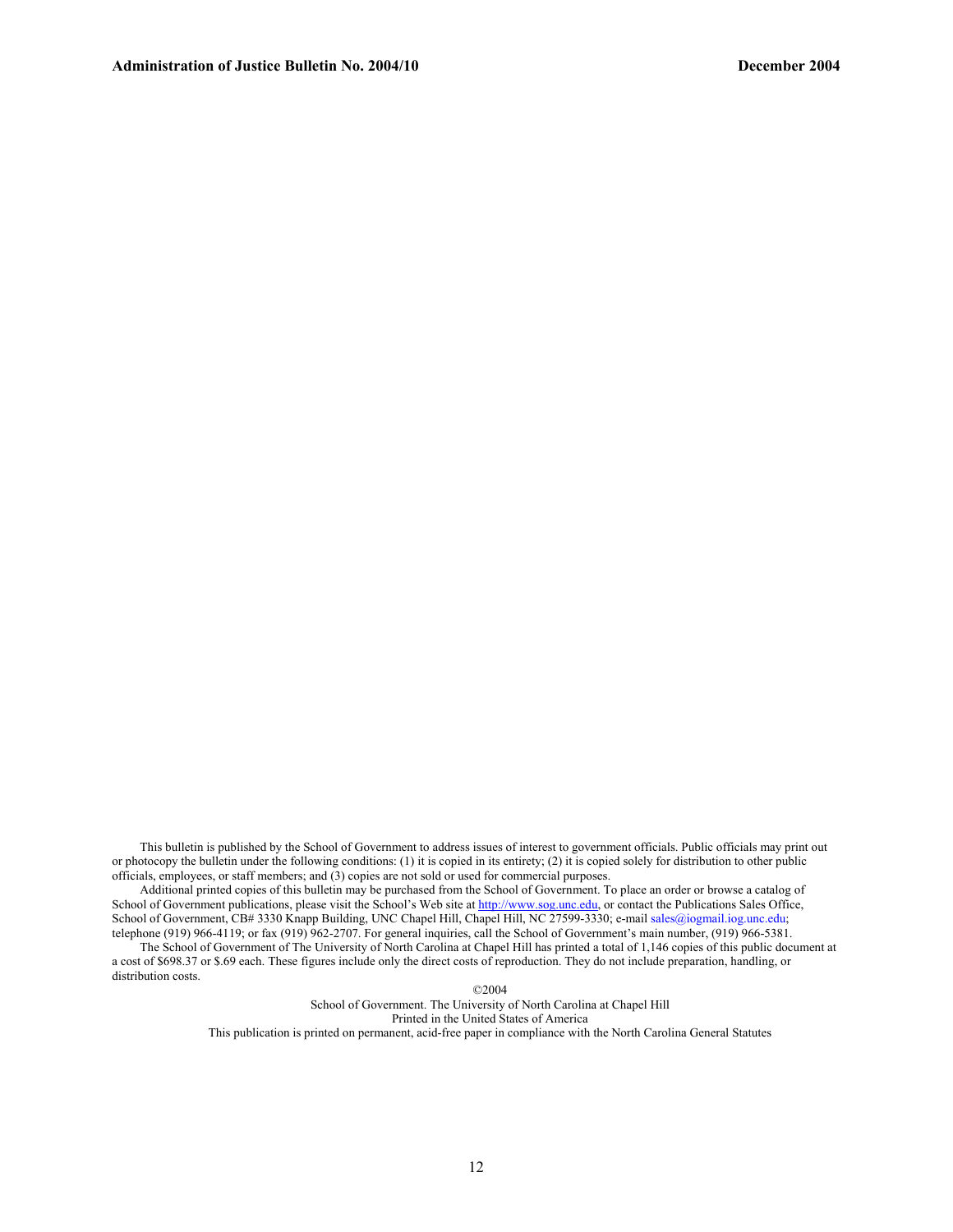This bulletin is published by the School of Government to address issues of interest to government officials. Public officials may print out or photocopy the bulletin under the following conditions: (1) it is copied in its entirety; (2) it is copied solely for distribution to other public officials, employees, or staff members; and (3) copies are not sold or used for commercial purposes.

Additional printed copies of this bulletin may be purchased from the School of Government. To place an order or browse a catalog of School of Government publications, please visit the School's Web site at http://www.sog.unc.edu, or contact the Publications Sales Office, School of Government, CB# 3330 Knapp Building, UNC Chapel Hill, Chapel Hill, NC 27599-3330; e-mail sales@iogmail.iog.unc.edu; telephone (919) 966-4119; or fax (919) 962-2707. For general inquiries, call the School of Government's main number, (919) 966-5381.

The School of Government of The University of North Carolina at Chapel Hill has printed a total of 1,146 copies of this public document at a cost of $698.37 or $.69 each. These figures include only the direct costs of reproduction. They do not include preparation, handling, or distribution costs.

©2004

School of Government. The University of North Carolina at Chapel Hill

Printed in the United States of America

This publication is printed on permanent, acid-free paper in compliance with the North Carolina General Statutes